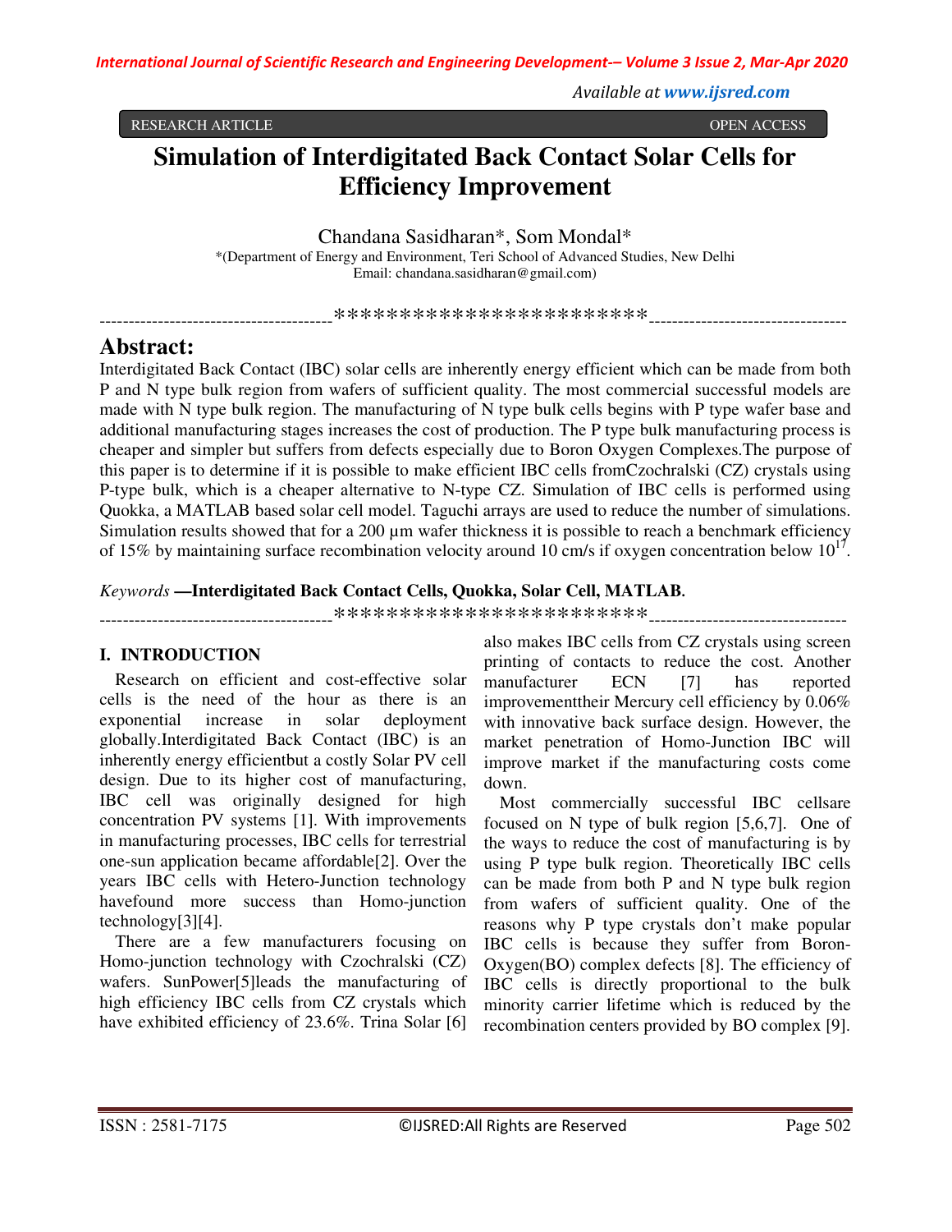RESEARCH ARTICLE OPEN ACCESS

# Simulation of Interdigitated Back Contact Solar Cells for Efficiency Improvement

Chandana Sasidharan*, Som Mondal*

*(Department of Energy and Environment, Teri School of Advanced Studies, New Delhi
Email: chandana.sasidharan@gmail.com)

## Abstract:

Interdigitated Back Contact (IBC) solar cells are inherently energy efficient which can be made from both P and N type bulk region from wafers of sufficient quality. The most commercial successful models are made with N type bulk region. The manufacturing of N type bulk cells begins with P type wafer base and additional manufacturing stages increases the cost of production. The P type bulk manufacturing process is cheaper and simpler but suffers from defects especially due to Boron Oxygen Complexes.The purpose of this paper is to determine if it is possible to make efficient IBC cells fromCzochralski (CZ) crystals using P-type bulk, which is a cheaper alternative to N-type CZ. Simulation of IBC cells is performed using Quokka, a MATLAB based solar cell model. Taguchi arrays are used to reduce the number of simulations. Simulation results showed that for a 200 µm wafer thickness it is possible to reach a benchmark efficiency of 15% by maintaining surface recombination velocity around 10 cm/s if oxygen concentration below $10^{17}$.

*Keywords* **—Interdigitated Back Contact Cells, Quokka, Solar Cell, MATLAB.**

## I. INTRODUCTION

Research on efficient and cost-effective solar cells is the need of the hour as there is an exponential increase in solar deployment globally.Interdigitated Back Contact (IBC) is an inherently energy efficientbut a costly Solar PV cell design. Due to its higher cost of manufacturing, IBC cell was originally designed for high concentration PV systems [1]. With improvements in manufacturing processes, IBC cells for terrestrial one-sun application became affordable[2]. Over the years IBC cells with Hetero-Junction technology havefound more success than Homo-junction technology[3][4].

There are a few manufacturers focusing on Homo-junction technology with Czochralski (CZ) wafers. SunPower[5]leads the manufacturing of high efficiency IBC cells from CZ crystals which have exhibited efficiency of 23.6%. Trina Solar [6] also makes IBC cells from CZ crystals using screen printing of contacts to reduce the cost. Another manufacturer ECN [7] has reported improvementtheir Mercury cell efficiency by 0.06% with innovative back surface design. However, the market penetration of Homo-Junction IBC will improve market if the manufacturing costs come down.

Most commercially successful IBC cellsare focused on N type of bulk region [5,6,7]. One of the ways to reduce the cost of manufacturing is by using P type bulk region. Theoretically IBC cells can be made from both P and N type bulk region from wafers of sufficient quality. One of the reasons why P type crystals don't make popular IBC cells is because they suffer from Boron-Oxygen(BO) complex defects [8]. The efficiency of IBC cells is directly proportional to the bulk minority carrier lifetime which is reduced by the recombination centers provided by BO complex [9].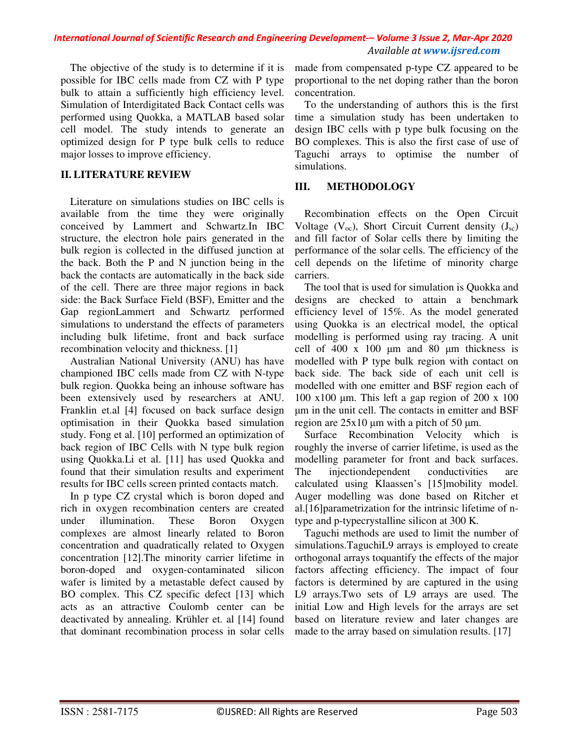The objective of the study is to determine if it is possible for IBC cells made from CZ with P type bulk to attain a sufficiently high efficiency level. Simulation of Interdigitated Back Contact cells was performed using Quokka, a MATLAB based solar cell model. The study intends to generate an optimized design for P type bulk cells to reduce major losses to improve efficiency.

## II. LITERATURE REVIEW

Literature on simulations studies on IBC cells is available from the time they were originally conceived by Lammert and Schwartz.In IBC structure, the electron hole pairs generated in the bulk region is collected in the diffused junction at the back. Both the P and N junction being in the back the contacts are automatically in the back side of the cell. There are three major regions in back side: the Back Surface Field (BSF), Emitter and the Gap regionLammert and Schwartz performed simulations to understand the effects of parameters including bulk lifetime, front and back surface recombination velocity and thickness. [1]

Australian National University (ANU) has have championed IBC cells made from CZ with N-type bulk region. Quokka being an inhouse software has been extensively used by researchers at ANU. Franklin et.al [4] focused on back surface design optimisation in their Quokka based simulation study. Fong et al. [10] performed an optimization of back region of IBC Cells with N type bulk region using Quokka.Li et al. [11] has used Quokka and found that their simulation results and experiment results for IBC cells screen printed contacts match.

In p type CZ crystal which is boron doped and rich in oxygen recombination centers are created under illumination. These Boron Oxygen complexes are almost linearly related to Boron concentration and quadratically related to Oxygen concentration [12].The minority carrier lifetime in boron-doped and oxygen-contaminated silicon wafer is limited by a metastable defect caused by BO complex. This CZ specific defect [13] which acts as an attractive Coulomb center can be deactivated by annealing. Krühler et. al [14] found that dominant recombination process in solar cells made from compensated p-type CZ appeared to be proportional to the net doping rather than the boron concentration.

To the understanding of authors this is the first time a simulation study has been undertaken to design IBC cells with p type bulk focusing on the BO complexes. This is also the first case of use of Taguchi arrays to optimise the number of simulations.

## III. METHODOLOGY

Recombination effects on the Open Circuit Voltage ($V_{oc}$), Short Circuit Current density ($J_{sc}$) and fill factor of Solar cells there by limiting the performance of the solar cells. The efficiency of the cell depends on the lifetime of minority charge carriers.

The tool that is used for simulation is Quokka and designs are checked to attain a benchmark efficiency level of 15%. As the model generated using Quokka is an electrical model, the optical modelling is performed using ray tracing. A unit cell of 400 x 100 µm and 80 µm thickness is modelled with P type bulk region with contact on back side. The back side of each unit cell is modelled with one emitter and BSF region each of 100 x100 µm. This left a gap region of 200 x 100 µm in the unit cell. The contacts in emitter and BSF region are 25x10 µm with a pitch of 50 µm.

Surface Recombination Velocity which is roughly the inverse of carrier lifetime, is used as the modelling parameter for front and back surfaces. The injectiondependent conductivities are calculated using Klaassen's [15]mobility model. Auger modelling was done based on Ritcher et al.[16]parametrization for the intrinsic lifetime of n-type and p-typecrystalline silicon at 300 K.

Taguchi methods are used to limit the number of simulations.TaguchiL9 arrays is employed to create orthogonal arrays toquantify the effects of the major factors affecting efficiency. The impact of four factors is determined by are captured in the using L9 arrays.Two sets of L9 arrays are used. The initial Low and High levels for the arrays are set based on literature review and later changes are made to the array based on simulation results. [17]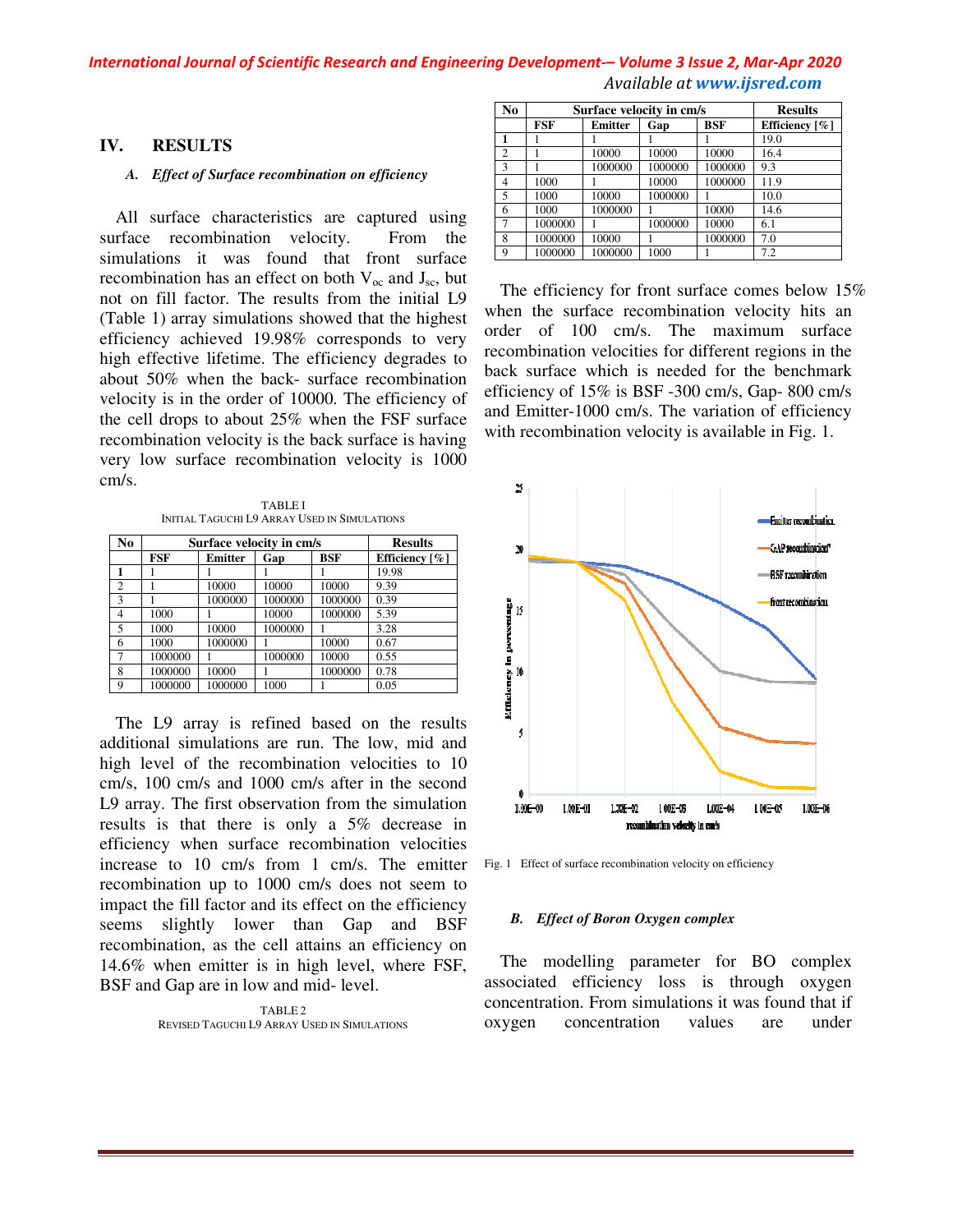## IV. RESULTS

### *A. Effect of Surface recombination on efficiency*

All surface characteristics are captured using surface recombination velocity. From the simulations it was found that front surface recombination has an effect on both $V_{oc}$ and $J_{sc}$, but not on fill factor. The results from the initial L9 (Table 1) array simulations showed that the highest efficiency achieved 19.98% corresponds to very high effective lifetime. The efficiency degrades to about 50% when the back- surface recombination velocity is in the order of 10000. The efficiency of the cell drops to about 25% when the FSF surface recombination velocity is the back surface is having very low surface recombination velocity is 1000 cm/s.

TABLE I
INITIAL TAGUCHI L9 ARRAY USED IN SIMULATIONS

| No | Surface velocity in cm/s | | | | Results |
|---|---|---|---|---|---|
| | FSF | Emitter | Gap | BSF | Efficiency [%] |
| **1** | 1 | 1 | 1 | 1 | 19.98 |
| 2 | 1 | 10000 | 10000 | 10000 | 9.39 |
| 3 | 1 | 1000000 | 1000000 | 1000000 | 0.39 |
| 4 | 1000 | 1 | 10000 | 1000000 | 5.39 |
| 5 | 1000 | 10000 | 1000000 | 1 | 3.28 |
| 6 | 1000 | 1000000 | 1 | 10000 | 0.67 |
| 7 | 1000000 | 1 | 1000000 | 10000 | 0.55 |
| 8 | 1000000 | 10000 | 1 | 1000000 | 0.78 |
| 9 | 1000000 | 1000000 | 1000 | 1 | 0.05 |

The L9 array is refined based on the results additional simulations are run. The low, mid and high level of the recombination velocities to 10 cm/s, 100 cm/s and 1000 cm/s after in the second L9 array. The first observation from the simulation results is that there is only a 5% decrease in efficiency when surface recombination velocities increase to 10 cm/s from 1 cm/s. The emitter recombination up to 1000 cm/s does not seem to impact the fill factor and its effect on the efficiency seems slightly lower than Gap and BSF recombination, as the cell attains an efficiency on 14.6% when emitter is in high level, where FSF, BSF and Gap are in low and mid- level.

TABLE 2
REVISED TAGUCHI L9 ARRAY USED IN SIMULATIONS

| No | Surface velocity in cm/s | | | | Results |
|---|---|---|---|---|---|
| | FSF | Emitter | Gap | BSF | Efficiency [%] |
| **1** | 1 | 1 | 1 | 1 | 19.0 |
| 2 | 1 | 10000 | 10000 | 10000 | 16.4 |
| 3 | 1 | 1000000 | 1000000 | 1000000 | 9.3 |
| 4 | 1000 | 1 | 10000 | 1000000 | 11.9 |
| 5 | 1000 | 10000 | 1000000 | 1 | 10.0 |
| 6 | 1000 | 1000000 | 1 | 10000 | 14.6 |
| 7 | 1000000 | 1 | 1000000 | 10000 | 6.1 |
| 8 | 1000000 | 10000 | 1 | 1000000 | 7.0 |
| 9 | 1000000 | 1000000 | 1000 | 1 | 7.2 |

The efficiency for front surface comes below 15% when the surface recombination velocity hits an order of 100 cm/s. The maximum surface recombination velocities for different regions in the back surface which is needed for the benchmark efficiency of 15% is BSF -300 cm/s, Gap- 800 cm/s and Emitter-1000 cm/s. The variation of efficiency with recombination velocity is available in Fig. 1.

Fig. 1 Effect of surface recombination velocity on efficiency

### *B. Effect of Boron Oxygen complex*

The modelling parameter for BO complex associated efficiency loss is through oxygen concentration. From simulations it was found that if oxygen concentration values are under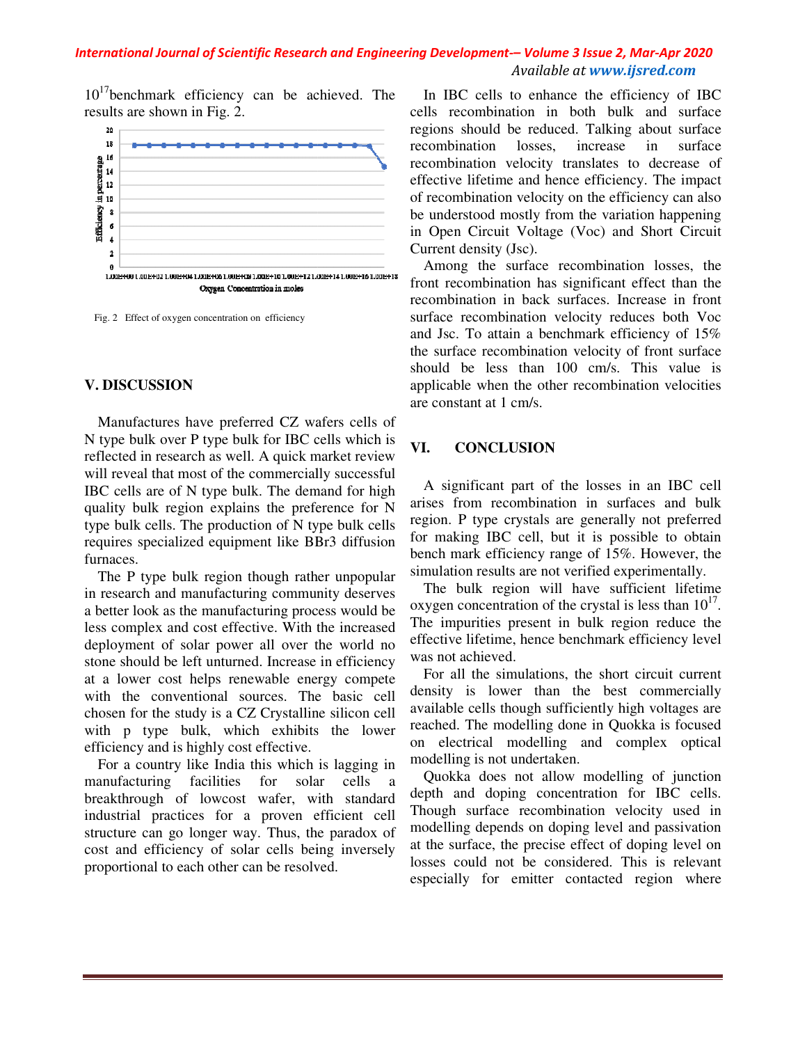$10^{17}$benchmark efficiency can be achieved. The results are shown in Fig. 2.

Fig. 2 Effect of oxygen concentration on efficiency

## V. DISCUSSION

Manufactures have preferred CZ wafers cells of N type bulk over P type bulk for IBC cells which is reflected in research as well. A quick market review will reveal that most of the commercially successful IBC cells are of N type bulk. The demand for high quality bulk region explains the preference for N type bulk cells. The production of N type bulk cells requires specialized equipment like $BBr_3$ diffusion furnaces.

The P type bulk region though rather unpopular in research and manufacturing community deserves a better look as the manufacturing process would be less complex and cost effective. With the increased deployment of solar power all over the world no stone should be left unturned. Increase in efficiency at a lower cost helps renewable energy compete with the conventional sources. The basic cell chosen for the study is a CZ Crystalline silicon cell with p type bulk, which exhibits the lower efficiency and is highly cost effective.

For a country like India this which is lagging in manufacturing facilities for solar cells a breakthrough of lowcost wafer, with standard industrial practices for a proven efficient cell structure can go longer way. Thus, the paradox of cost and efficiency of solar cells being inversely proportional to each other can be resolved.

In IBC cells to enhance the efficiency of IBC cells recombination in both bulk and surface regions should be reduced. Talking about surface recombination losses, increase in surface recombination velocity translates to decrease of effective lifetime and hence efficiency. The impact of recombination velocity on the efficiency can also be understood mostly from the variation happening in Open Circuit Voltage (Voc) and Short Circuit Current density (Jsc).

Among the surface recombination losses, the front recombination has significant effect than the recombination in back surfaces. Increase in front surface recombination velocity reduces both Voc and Jsc. To attain a benchmark efficiency of 15% the surface recombination velocity of front surface should be less than 100 cm/s. This value is applicable when the other recombination velocities are constant at 1 cm/s.

## VI. CONCLUSION

A significant part of the losses in an IBC cell arises from recombination in surfaces and bulk region. P type crystals are generally not preferred for making IBC cell, but it is possible to obtain bench mark efficiency range of 15%. However, the simulation results are not verified experimentally.

The bulk region will have sufficient lifetime oxygen concentration of the crystal is less than $10^{17}$. The impurities present in bulk region reduce the effective lifetime, hence benchmark efficiency level was not achieved.

For all the simulations, the short circuit current density is lower than the best commercially available cells though sufficiently high voltages are reached. The modelling done in Quokka is focused on electrical modelling and complex optical modelling is not undertaken.

Quokka does not allow modelling of junction depth and doping concentration for IBC cells. Though surface recombination velocity used in modelling depends on doping level and passivation at the surface, the precise effect of doping level on losses could not be considered. This is relevant especially for emitter contacted region where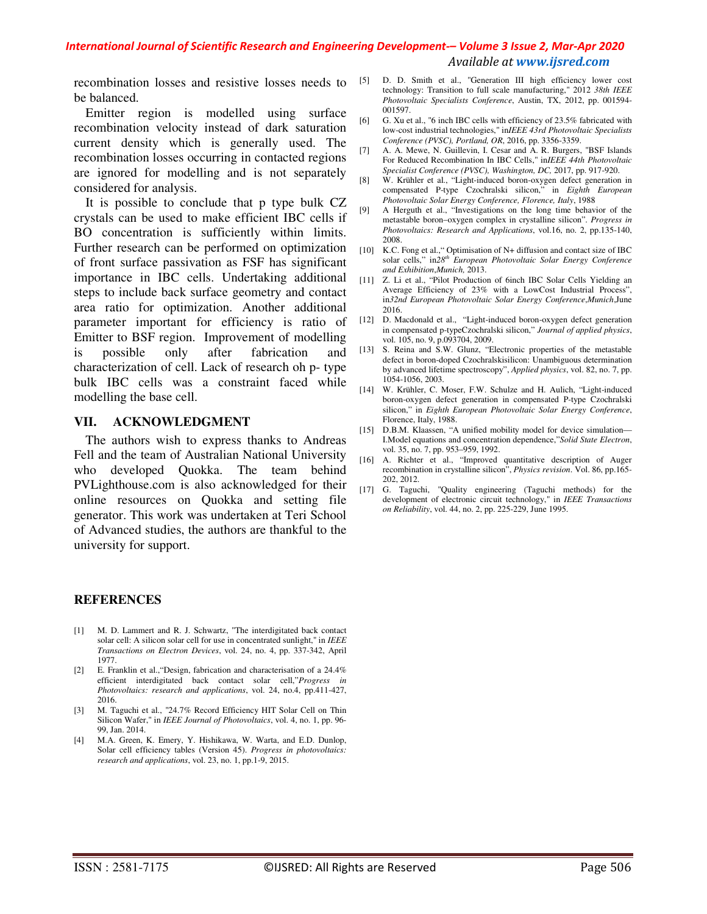recombination losses and resistive losses needs to be balanced.

Emitter region is modelled using surface recombination velocity instead of dark saturation current density which is generally used. The recombination losses occurring in contacted regions are ignored for modelling and is not separately considered for analysis.

It is possible to conclude that p type bulk CZ crystals can be used to make efficient IBC cells if BO concentration is sufficiently within limits. Further research can be performed on optimization of front surface passivation as FSF has significant importance in IBC cells. Undertaking additional steps to include back surface geometry and contact area ratio for optimization. Another additional parameter important for efficiency is ratio of Emitter to BSF region. Improvement of modelling is possible only after fabrication and characterization of cell. Lack of research oh p- type bulk IBC cells was a constraint faced while modelling the base cell.

## VII. ACKNOWLEDGMENT

The authors wish to express thanks to Andreas Fell and the team of Australian National University who developed Quokka. The team behind PVLighthouse.com is also acknowledged for their online resources on Quokka and setting file generator. This work was undertaken at Teri School of Advanced studies, the authors are thankful to the university for support.

## REFERENCES

[1] M. D. Lammert and R. J. Schwartz, "The interdigitated back contact solar cell: A silicon solar cell for use in concentrated sunlight," in *IEEE Transactions on Electron Devices*, vol. 24, no. 4, pp. 337-342, April 1977.

[2] E. Franklin et al.,"Design, fabrication and characterisation of a 24.4% efficient interdigitated back contact solar cell,"*Progress in Photovoltaics: research and applications*, vol. 24, no.4, pp.411-427, 2016.

[3] M. Taguchi et al., "24.7% Record Efficiency HIT Solar Cell on Thin Silicon Wafer," in *IEEE Journal of Photovoltaics*, vol. 4, no. 1, pp. 96-99, Jan. 2014.

[4] M.A. Green, K. Emery, Y. Hishikawa, W. Warta, and E.D. Dunlop, Solar cell efficiency tables (Version 45). *Progress in photovoltaics: research and applications*, vol. 23, no. 1, pp.1-9, 2015.

[5] D. D. Smith et al., "Generation III high efficiency lower cost technology: Transition to full scale manufacturing," 2012 *38th IEEE Photovoltaic Specialists Conference*, Austin, TX, 2012, pp. 001594-001597.

[6] G. Xu et al., "6 inch IBC cells with efficiency of 23.5% fabricated with low-cost industrial technologies," in*IEEE 43rd Photovoltaic Specialists Conference (PVSC), Portland, OR*, 2016, pp. 3356-3359.

[7] A. A. Mewe, N. Guillevin, I. Cesar and A. R. Burgers, "BSF Islands For Reduced Recombination In IBC Cells," in*IEEE 44th Photovoltaic Specialist Conference (PVSC), Washington, DC,* 2017, pp. 917-920.

[8] W. Krühler et al., "Light-induced boron-oxygen defect generation in compensated P-type Czochralski silicon," in *Eighth European Photovoltaic Solar Energy Conference, Florence, Italy*, 1988

[9] A Herguth et al., "Investigations on the long time behavior of the metastable boron–oxygen complex in crystalline silicon". *Progress in Photovoltaics: Research and Applications*, vol.16, no. 2, pp.135-140, 2008.

[10] K.C. Fong et al.," Optimisation of N+ diffusion and contact size of IBC solar cells," in*28th European Photovoltaic Solar Energy Conference and Exhibition*,*Munich,* 2013.

[11] Z. Li et al., "Pilot Production of 6inch IBC Solar Cells Yielding an Average Efficiency of 23% with a LowCost Industrial Process", in*32nd European Photovoltaic Solar Energy Conference*,*Munich*,June 2016.

[12] D. Macdonald et al., "Light-induced boron-oxygen defect generation in compensated p-typeCzochralski silicon," *Journal of applied physics*, vol. 105, no. 9, p.093704, 2009.

[13] S. Reina and S.W. Glunz, "Electronic properties of the metastable defect in boron-doped Czochralskisilicon: Unambiguous determination by advanced lifetime spectroscopy", *Applied physics*, vol. 82, no. 7, pp. 1054-1056, 2003.

[14] W. Krühler, C. Moser, F.W. Schulze and H. Aulich, "Light-induced boron-oxygen defect generation in compensated P-type Czochralski silicon," in *Eighth European Photovoltaic Solar Energy Conference*, Florence, Italy, 1988.

[15] D.B.M. Klaassen, "A unified mobility model for device simulation—I.Model equations and concentration dependence,"*Solid State Electron*, vol. 35, no. 7, pp. 953–959, 1992.

[16] A. Richter et al., "Improved quantitative description of Auger recombination in crystalline silicon", *Physics revision*. Vol. 86, pp.165-202, 2012.

[17] G. Taguchi, "Quality engineering (Taguchi methods) for the development of electronic circuit technology," in *IEEE Transactions on Reliability*, vol. 44, no. 2, pp. 225-229, June 1995.